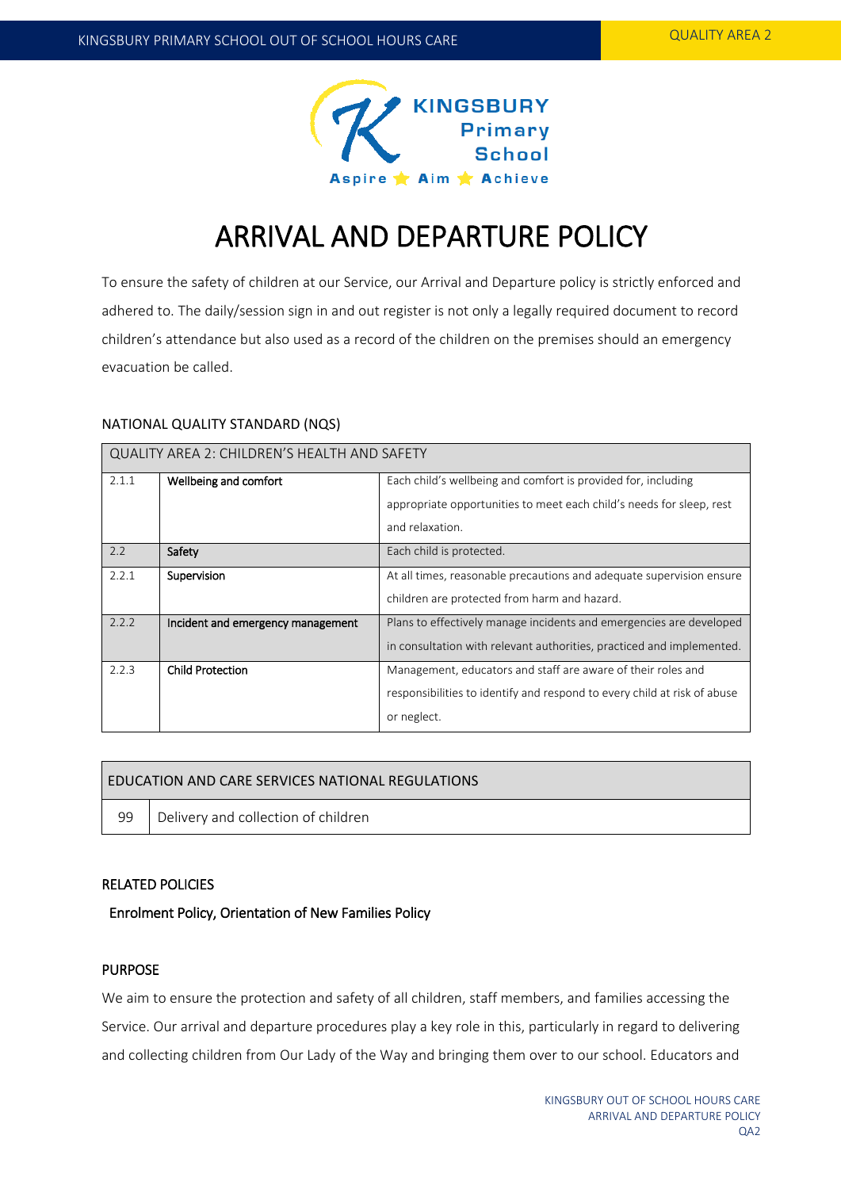# ARRIVAL AND DEPARTURE POLICY

To ensure the safety of children at our Service, our Arrival and Departure policy is strictly enforced and adhered to. The daily/session sign in and out register is not only a legally required document to record children's attendance but also used as a record of the children on the premises should an emergency evacuation be called.

## NATIONAL QUALITY STANDARD (NQS)

| QUALITY AREA 2: CHILDREN'S HEALTH AND SAFETY | | |
|---|---|---|
| 2.1.1 | **Wellbeing and comfort** | Each child's wellbeing and comfort is provided for, including appropriate opportunities to meet each child's needs for sleep, rest and relaxation. |
| 2.2 | **Safety** | Each child is protected. |
| 2.2.1 | **Supervision** | At all times, reasonable precautions and adequate supervision ensure children are protected from harm and hazard. |
| 2.2.2 | **Incident and emergency management** | Plans to effectively manage incidents and emergencies are developed in consultation with relevant authorities, practiced and implemented. |
| 2.2.3 | **Child Protection** | Management, educators and staff are aware of their roles and responsibilities to identify and respond to every child at risk of abuse or neglect. |

| EDUCATION AND CARE SERVICES NATIONAL REGULATIONS | |
|---|---|
| 99 | Delivery and collection of children |

## RELATED POLICIES

**Enrolment Policy, Orientation of New Families Policy**

## PURPOSE

We aim to ensure the protection and safety of all children, staff members, and families accessing the Service. Our arrival and departure procedures play a key role in this, particularly in regard to delivering and collecting children from Our Lady of the Way and bringing them over to our school. Educators and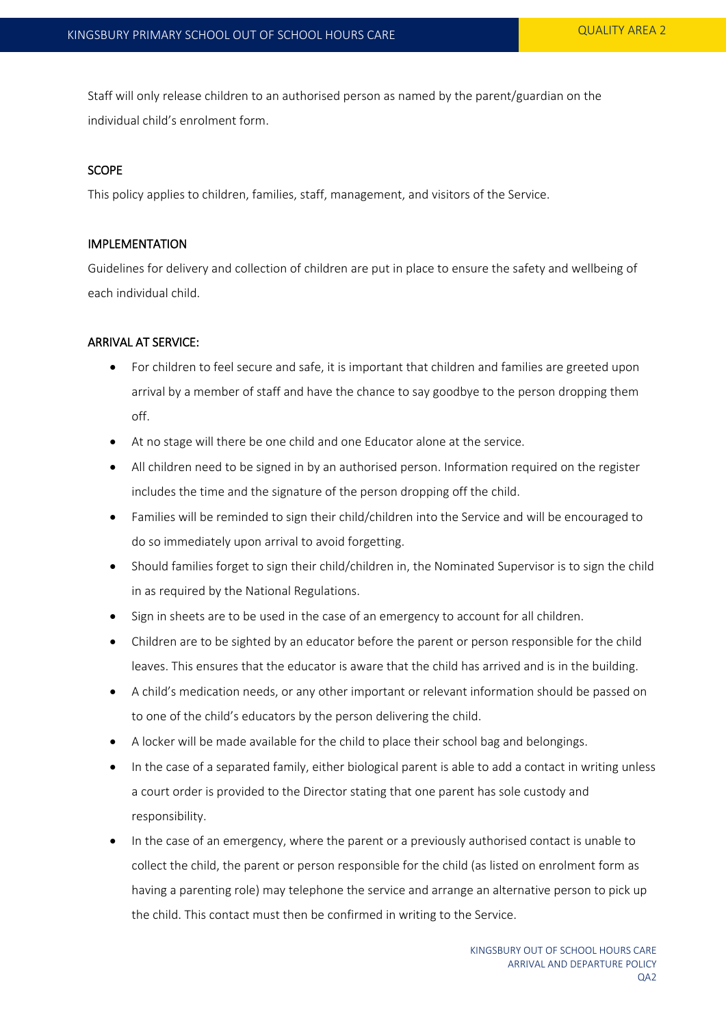Staff will only release children to an authorised person as named by the parent/guardian on the individual child's enrolment form.

## SCOPE

This policy applies to children, families, staff, management, and visitors of the Service.

## IMPLEMENTATION

Guidelines for delivery and collection of children are put in place to ensure the safety and wellbeing of each individual child.

## ARRIVAL AT SERVICE:

- For children to feel secure and safe, it is important that children and families are greeted upon arrival by a member of staff and have the chance to say goodbye to the person dropping them off.
- At no stage will there be one child and one Educator alone at the service.
- All children need to be signed in by an authorised person. Information required on the register includes the time and the signature of the person dropping off the child.
- Families will be reminded to sign their child/children into the Service and will be encouraged to do so immediately upon arrival to avoid forgetting.
- Should families forget to sign their child/children in, the Nominated Supervisor is to sign the child in as required by the National Regulations.
- Sign in sheets are to be used in the case of an emergency to account for all children.
- Children are to be sighted by an educator before the parent or person responsible for the child leaves. This ensures that the educator is aware that the child has arrived and is in the building.
- A child's medication needs, or any other important or relevant information should be passed on to one of the child's educators by the person delivering the child.
- A locker will be made available for the child to place their school bag and belongings.
- In the case of a separated family, either biological parent is able to add a contact in writing unless a court order is provided to the Director stating that one parent has sole custody and responsibility.
- In the case of an emergency, where the parent or a previously authorised contact is unable to collect the child, the parent or person responsible for the child (as listed on enrolment form as having a parenting role) may telephone the service and arrange an alternative person to pick up the child. This contact must then be confirmed in writing to the Service.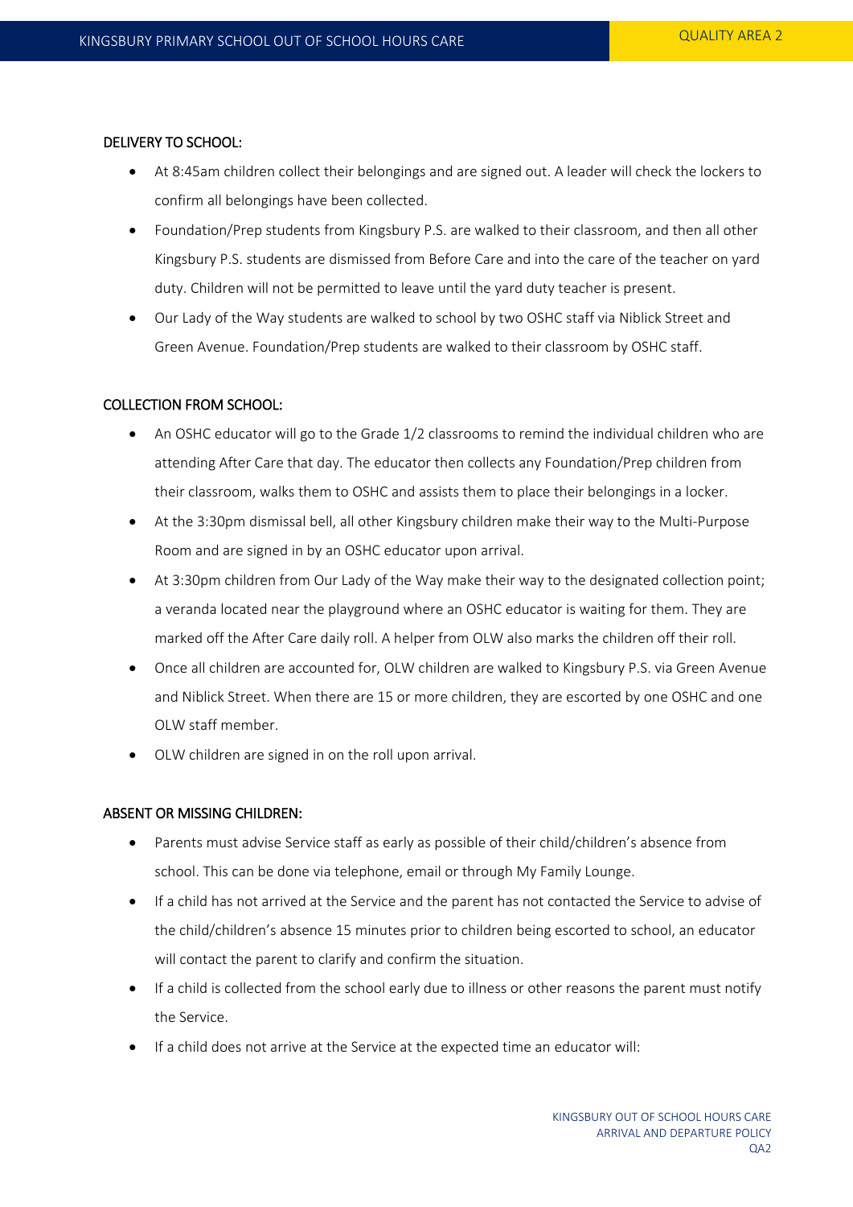## DELIVERY TO SCHOOL:

- At 8:45am children collect their belongings and are signed out. A leader will check the lockers to confirm all belongings have been collected.
- Foundation/Prep students from Kingsbury P.S. are walked to their classroom, and then all other Kingsbury P.S. students are dismissed from Before Care and into the care of the teacher on yard duty. Children will not be permitted to leave until the yard duty teacher is present.
- Our Lady of the Way students are walked to school by two OSHC staff via Niblick Street and Green Avenue. Foundation/Prep students are walked to their classroom by OSHC staff.

## COLLECTION FROM SCHOOL:

- An OSHC educator will go to the Grade 1/2 classrooms to remind the individual children who are attending After Care that day. The educator then collects any Foundation/Prep children from their classroom, walks them to OSHC and assists them to place their belongings in a locker.
- At the 3:30pm dismissal bell, all other Kingsbury children make their way to the Multi-Purpose Room and are signed in by an OSHC educator upon arrival.
- At 3:30pm children from Our Lady of the Way make their way to the designated collection point; a veranda located near the playground where an OSHC educator is waiting for them. They are marked off the After Care daily roll. A helper from OLW also marks the children off their roll.
- Once all children are accounted for, OLW children are walked to Kingsbury P.S. via Green Avenue and Niblick Street. When there are 15 or more children, they are escorted by one OSHC and one OLW staff member.
- OLW children are signed in on the roll upon arrival.

## ABSENT OR MISSING CHILDREN:

- Parents must advise Service staff as early as possible of their child/children's absence from school. This can be done via telephone, email or through My Family Lounge.
- If a child has not arrived at the Service and the parent has not contacted the Service to advise of the child/children's absence 15 minutes prior to children being escorted to school, an educator will contact the parent to clarify and confirm the situation.
- If a child is collected from the school early due to illness or other reasons the parent must notify the Service.
- If a child does not arrive at the Service at the expected time an educator will: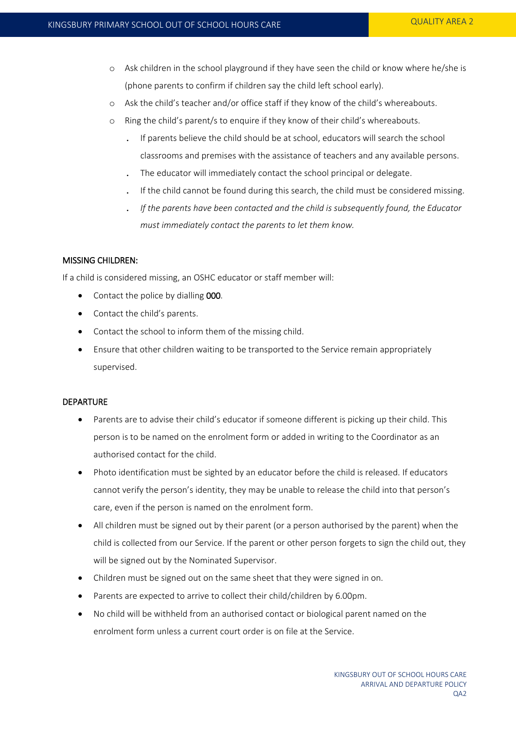- Ask children in the school playground if they have seen the child or know where he/she is (phone parents to confirm if children say the child left school early).
  - Ask the child's teacher and/or office staff if they know of the child's whereabouts.
  - Ring the child's parent/s to enquire if they know of their child's whereabouts.
    - If parents believe the child should be at school, educators will search the school classrooms and premises with the assistance of teachers and any available persons.
    - The educator will immediately contact the school principal or delegate.
    - If the child cannot be found during this search, the child must be considered missing.
    - *If the parents have been contacted and the child is subsequently found, the Educator must immediately contact the parents to let them know.*

## MISSING CHILDREN:

If a child is considered missing, an OSHC educator or staff member will:

- Contact the police by dialling **000**.
- Contact the child's parents.
- Contact the school to inform them of the missing child.
- Ensure that other children waiting to be transported to the Service remain appropriately supervised.

## DEPARTURE

- Parents are to advise their child's educator if someone different is picking up their child. This person is to be named on the enrolment form or added in writing to the Coordinator as an authorised contact for the child.
- Photo identification must be sighted by an educator before the child is released. If educators cannot verify the person's identity, they may be unable to release the child into that person's care, even if the person is named on the enrolment form.
- All children must be signed out by their parent (or a person authorised by the parent) when the child is collected from our Service. If the parent or other person forgets to sign the child out, they will be signed out by the Nominated Supervisor.
- Children must be signed out on the same sheet that they were signed in on.
- Parents are expected to arrive to collect their child/children by 6.00pm.
- No child will be withheld from an authorised contact or biological parent named on the enrolment form unless a current court order is on file at the Service.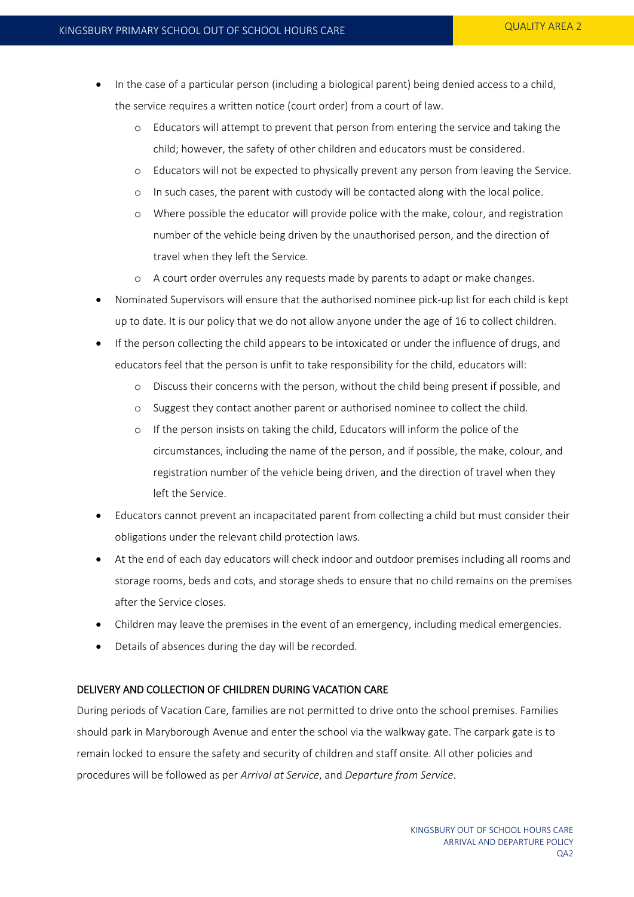- In the case of a particular person (including a biological parent) being denied access to a child, the service requires a written notice (court order) from a court of law.
    - Educators will attempt to prevent that person from entering the service and taking the child; however, the safety of other children and educators must be considered.
    - Educators will not be expected to physically prevent any person from leaving the Service.
    - In such cases, the parent with custody will be contacted along with the local police.
    - Where possible the educator will provide police with the make, colour, and registration number of the vehicle being driven by the unauthorised person, and the direction of travel when they left the Service.
    - A court order overrules any requests made by parents to adapt or make changes.
- Nominated Supervisors will ensure that the authorised nominee pick-up list for each child is kept up to date. It is our policy that we do not allow anyone under the age of 16 to collect children.
- If the person collecting the child appears to be intoxicated or under the influence of drugs, and educators feel that the person is unfit to take responsibility for the child, educators will:
    - Discuss their concerns with the person, without the child being present if possible, and
    - Suggest they contact another parent or authorised nominee to collect the child.
    - If the person insists on taking the child, Educators will inform the police of the circumstances, including the name of the person, and if possible, the make, colour, and registration number of the vehicle being driven, and the direction of travel when they left the Service.
- Educators cannot prevent an incapacitated parent from collecting a child but must consider their obligations under the relevant child protection laws.
- At the end of each day educators will check indoor and outdoor premises including all rooms and storage rooms, beds and cots, and storage sheds to ensure that no child remains on the premises after the Service closes.
- Children may leave the premises in the event of an emergency, including medical emergencies.
- Details of absences during the day will be recorded.

## DELIVERY AND COLLECTION OF CHILDREN DURING VACATION CARE

During periods of Vacation Care, families are not permitted to drive onto the school premises. Families should park in Maryborough Avenue and enter the school via the walkway gate. The carpark gate is to remain locked to ensure the safety and security of children and staff onsite. All other policies and procedures will be followed as per *Arrival at Service*, and *Departure from Service*.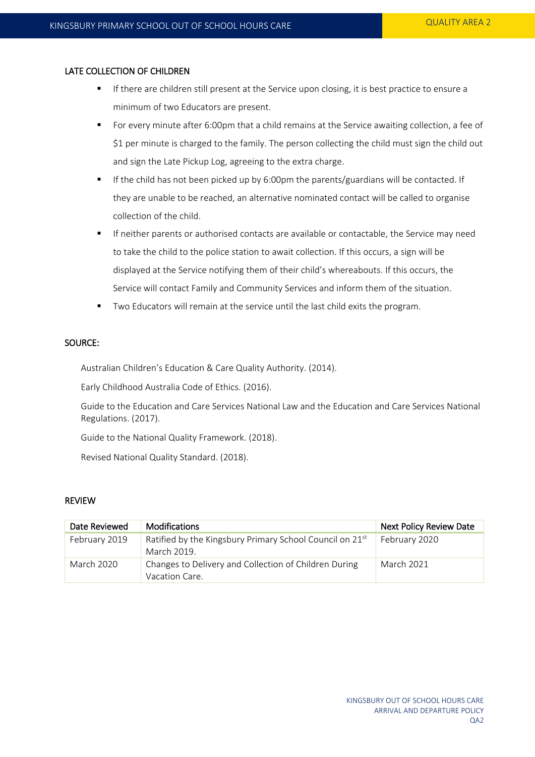## LATE COLLECTION OF CHILDREN

- If there are children still present at the Service upon closing, it is best practice to ensure a minimum of two Educators are present.
- For every minute after 6:00pm that a child remains at the Service awaiting collection, a fee of $1 per minute is charged to the family. The person collecting the child must sign the child out and sign the Late Pickup Log, agreeing to the extra charge.
- If the child has not been picked up by 6:00pm the parents/guardians will be contacted. If they are unable to be reached, an alternative nominated contact will be called to organise collection of the child.
- If neither parents or authorised contacts are available or contactable, the Service may need to take the child to the police station to await collection. If this occurs, a sign will be displayed at the Service notifying them of their child's whereabouts. If this occurs, the Service will contact Family and Community Services and inform them of the situation.
- Two Educators will remain at the service until the last child exits the program.

## SOURCE:

Australian Children's Education & Care Quality Authority. (2014).

Early Childhood Australia Code of Ethics. (2016).

Guide to the Education and Care Services National Law and the Education and Care Services National Regulations. (2017).

Guide to the National Quality Framework. (2018).

Revised National Quality Standard. (2018).

## REVIEW

| Date Reviewed | Modifications | Next Policy Review Date |
|---|---|---|
| February 2019 | Ratified by the Kingsbury Primary School Council on 21st March 2019. | February 2020 |
| March 2020 | Changes to Delivery and Collection of Children During Vacation Care. | March 2021 |